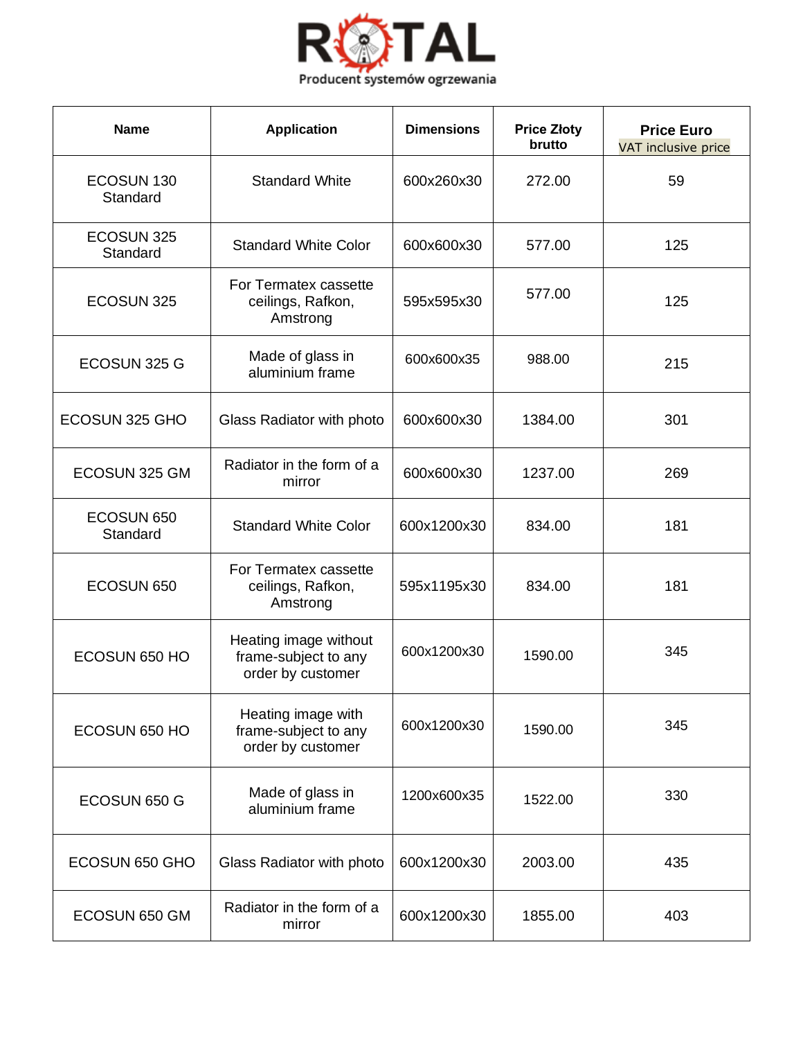ROTAL

Producent systemów ogrzewania

| Name | Application | Dimensions | Price Złoty brutto | Price Euro VAT inclusive price |
|---|---|---|---|---|
| ECOSUN 130 Standard | Standard White | 600x260x30 | 272.00 | 59 |
| ECOSUN 325 Standard | Standard White Color | 600x600x30 | 577.00 | 125 |
| ECOSUN 325 | For Termatex cassette ceilings, Rafkon, Amstrong | 595x595x30 | 577.00 | 125 |
| ECOSUN 325 G | Made of glass in aluminium frame | 600x600x35 | 988.00 | 215 |
| ECOSUN 325 GHO | Glass Radiator with photo | 600x600x30 | 1384.00 | 301 |
| ECOSUN 325 GM | Radiator in the form of a mirror | 600x600x30 | 1237.00 | 269 |
| ECOSUN 650 Standard | Standard White Color | 600x1200x30 | 834.00 | 181 |
| ECOSUN 650 | For Termatex cassette ceilings, Rafkon, Amstrong | 595x1195x30 | 834.00 | 181 |
| ECOSUN 650 HO | Heating image without frame-subject to any order by customer | 600x1200x30 | 1590.00 | 345 |
| ECOSUN 650 HO | Heating image with frame-subject to any order by customer | 600x1200x30 | 1590.00 | 345 |
| ECOSUN 650 G | Made of glass in aluminium frame | 1200x600x35 | 1522.00 | 330 |
| ECOSUN 650 GHO | Glass Radiator with photo | 600x1200x30 | 2003.00 | 435 |
| ECOSUN 650 GM | Radiator in the form of a mirror | 600x1200x30 | 1855.00 | 403 |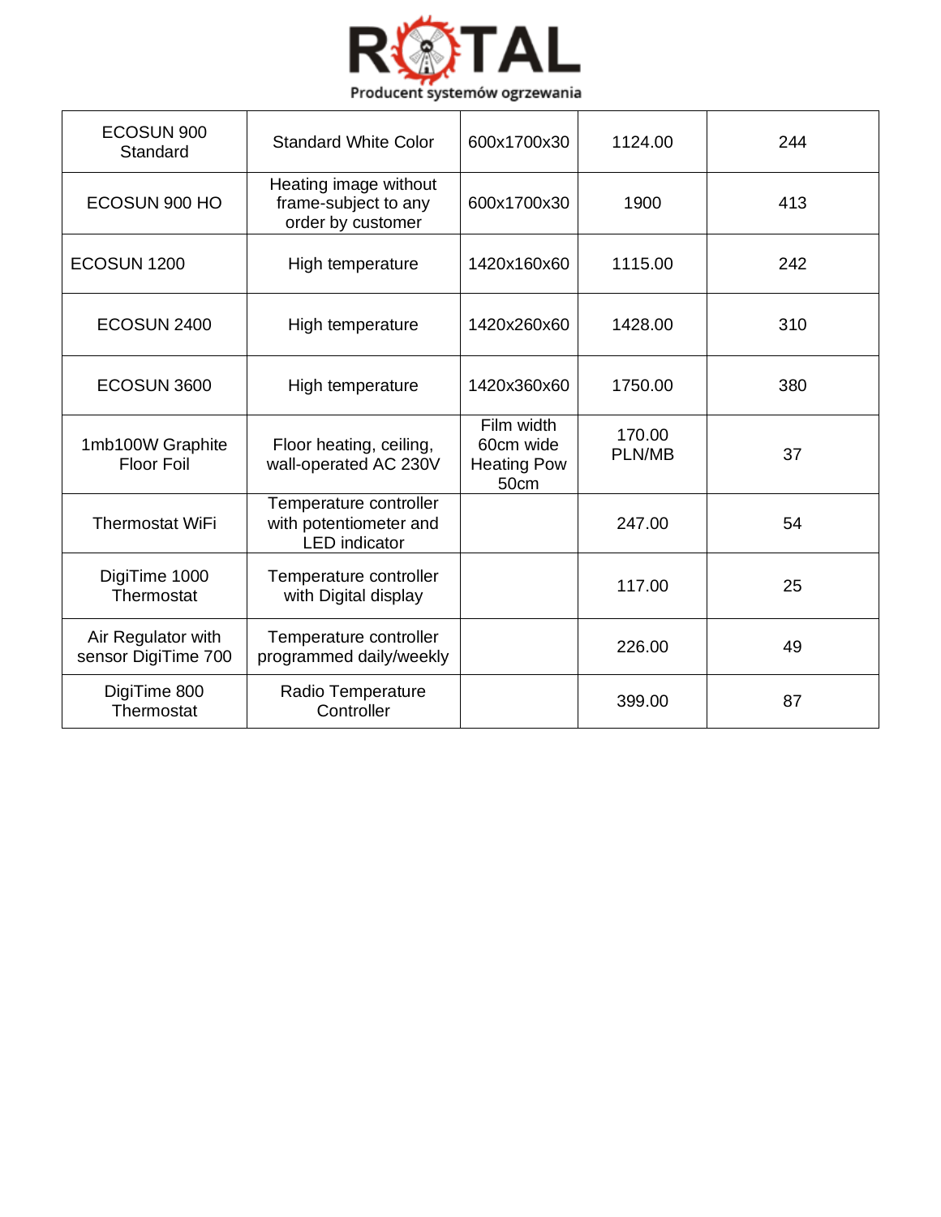ROTAL

Producent systemów ogrzewania

| | | | | |
|---|---|---|---|---|
| ECOSUN 900 Standard | Standard White Color | 600x1700x30 | 1124.00 | 244 |
| ECOSUN 900 HO | Heating image without frame-subject to any order by customer | 600x1700x30 | 1900 | 413 |
| ECOSUN 1200 | High temperature | 1420x160x60 | 1115.00 | 242 |
| ECOSUN 2400 | High temperature | 1420x260x60 | 1428.00 | 310 |
| ECOSUN 3600 | High temperature | 1420x360x60 | 1750.00 | 380 |
| 1mb100W Graphite Floor Foil | Floor heating, ceiling, wall-operated AC 230V | Film width 60cm wide Heating Pow 50cm | 170.00 PLN/MB | 37 |
| Thermostat WiFi | Temperature controller with potentiometer and LED indicator | | 247.00 | 54 |
| DigiTime 1000 Thermostat | Temperature controller with Digital display | | 117.00 | 25 |
| Air Regulator with sensor DigiTime 700 | Temperature controller programmed daily/weekly | | 226.00 | 49 |
| DigiTime 800 Thermostat | Radio Temperature Controller | | 399.00 | 87 |